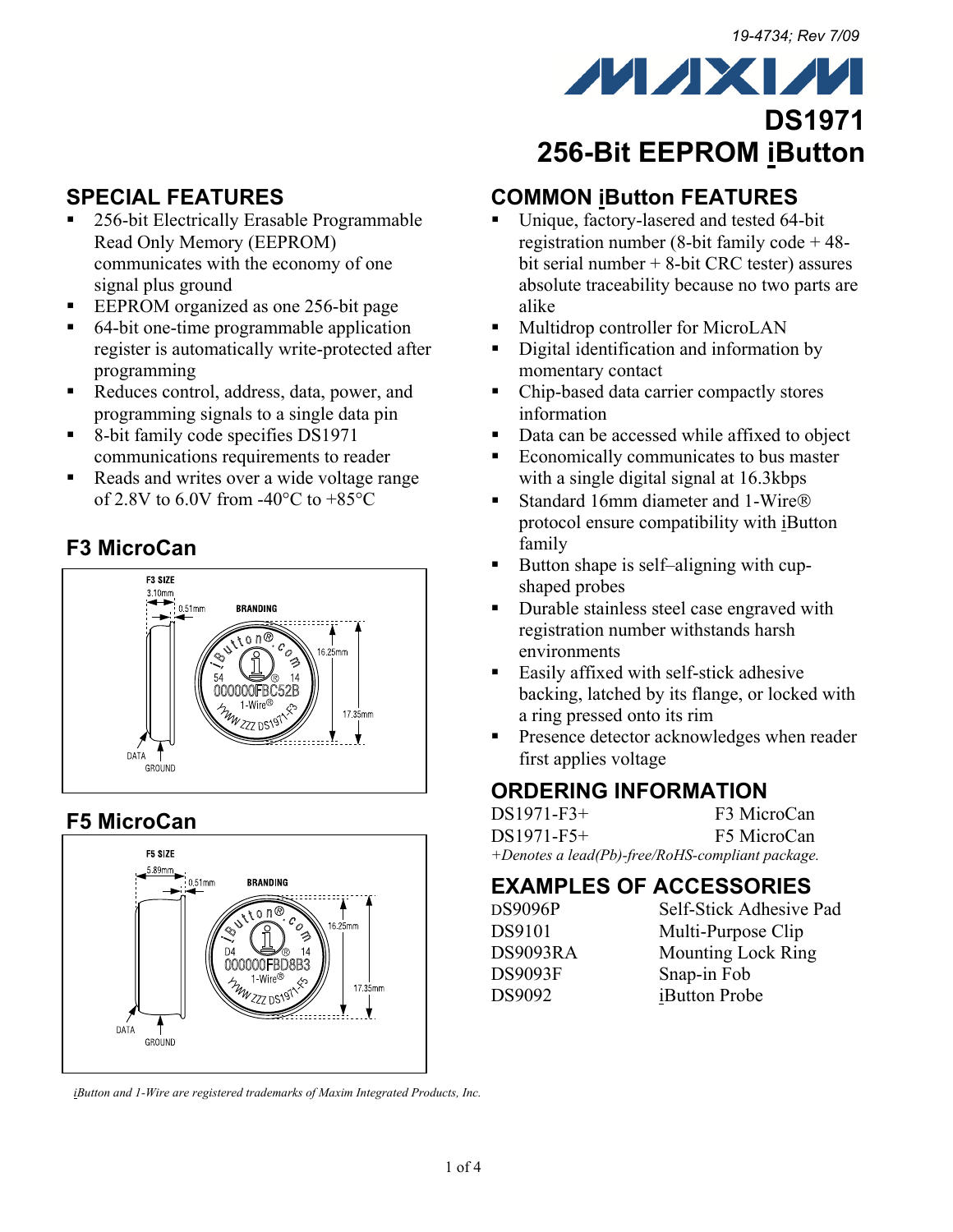19-4734; Rev 7/09

# DS1971
# 256-Bit EEPROM iButton

## SPECIAL FEATURES

- 256-bit Electrically Erasable Programmable Read Only Memory (EEPROM) communicates with the economy of one signal plus ground
- EEPROM organized as one 256-bit page
- 64-bit one-time programmable application register is automatically write-protected after programming
- Reduces control, address, data, power, and programming signals to a single data pin
- 8-bit family code specifies DS1971 communications requirements to reader
- Reads and writes over a wide voltage range of 2.8V to 6.0V from -40°C to +85°C

## F3 MicroCan

F3 SIZE
3.10mm
0.51mm
BRANDING
iButton®.com
54 000000FBC52B 14
1-Wire®
YYWW ZZZ DS1971-F3
16.25mm
17.35mm
DATA
GROUND

## F5 MicroCan

F5 SIZE
5.89mm
0.51mm
BRANDING
iButton®.com
D4 000000FBD8B3 14
1-Wire®
YYWW ZZZ DS1971-F5
16.25mm
17.35mm
DATA
GROUND

*iButton and 1-Wire are registered trademarks of Maxim Integrated Products, Inc.*

## COMMON iButton FEATURES

- Unique, factory-lasered and tested 64-bit registration number (8-bit family code + 48-bit serial number + 8-bit CRC tester) assures absolute traceability because no two parts are alike
- Multidrop controller for MicroLAN
- Digital identification and information by momentary contact
- Chip-based data carrier compactly stores information
- Data can be accessed while affixed to object
- Economically communicates to bus master with a single digital signal at 16.3kbps
- Standard 16mm diameter and 1-Wire® protocol ensure compatibility with iButton family
- Button shape is self–aligning with cup-shaped probes
- Durable stainless steel case engraved with registration number withstands harsh environments
- Easily affixed with self-stick adhesive backing, latched by its flange, or locked with a ring pressed onto its rim
- Presence detector acknowledges when reader first applies voltage

## ORDERING INFORMATION

| | |
|---|---|
| DS1971-F3+ | F3 MicroCan |
| DS1971-F5+ | F5 MicroCan |

*+Denotes a lead(Pb)-free/RoHS-compliant package.*

## EXAMPLES OF ACCESSORIES

| | |
|---|---|
| DS9096P | Self-Stick Adhesive Pad |
| DS9101 | Multi-Purpose Clip |
| DS9093RA | Mounting Lock Ring |
| DS9093F | Snap-in Fob |
| DS9092 | iButton Probe |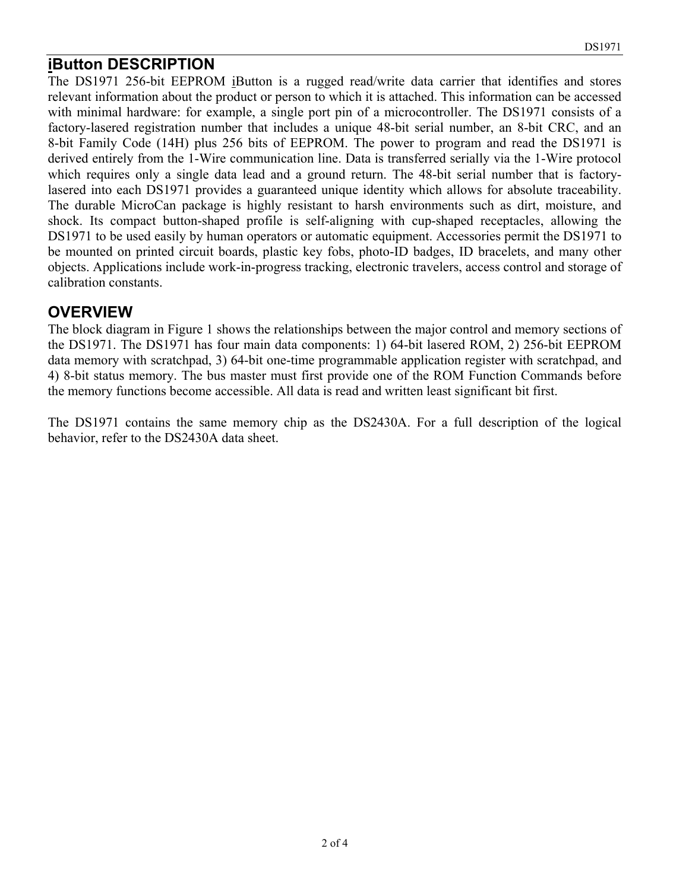## iButton DESCRIPTION

The DS1971 256-bit EEPROM iButton is a rugged read/write data carrier that identifies and stores relevant information about the product or person to which it is attached. This information can be accessed with minimal hardware: for example, a single port pin of a microcontroller. The DS1971 consists of a factory-lasered registration number that includes a unique 48-bit serial number, an 8-bit CRC, and an 8-bit Family Code (14H) plus 256 bits of EEPROM. The power to program and read the DS1971 is derived entirely from the 1-Wire communication line. Data is transferred serially via the 1-Wire protocol which requires only a single data lead and a ground return. The 48-bit serial number that is factory-lasered into each DS1971 provides a guaranteed unique identity which allows for absolute traceability. The durable MicroCan package is highly resistant to harsh environments such as dirt, moisture, and shock. Its compact button-shaped profile is self-aligning with cup-shaped receptacles, allowing the DS1971 to be used easily by human operators or automatic equipment. Accessories permit the DS1971 to be mounted on printed circuit boards, plastic key fobs, photo-ID badges, ID bracelets, and many other objects. Applications include work-in-progress tracking, electronic travelers, access control and storage of calibration constants.

## OVERVIEW

The block diagram in Figure 1 shows the relationships between the major control and memory sections of the DS1971. The DS1971 has four main data components: 1) 64-bit lasered ROM, 2) 256-bit EEPROM data memory with scratchpad, 3) 64-bit one-time programmable application register with scratchpad, and 4) 8-bit status memory. The bus master must first provide one of the ROM Function Commands before the memory functions become accessible. All data is read and written least significant bit first.

The DS1971 contains the same memory chip as the DS2430A. For a full description of the logical behavior, refer to the DS2430A data sheet.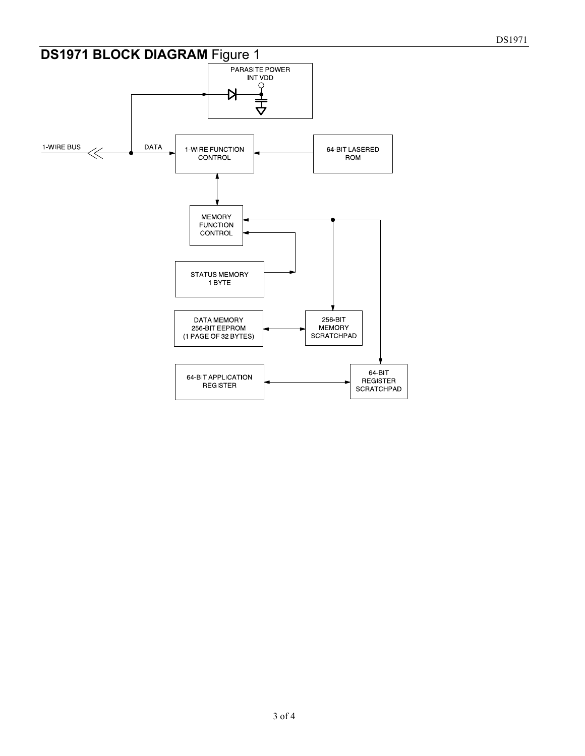## DS1971 BLOCK DIAGRAM Figure 1

PARASITE POWER
INT VDD

1-WIRE BUS

DATA

1-WIRE FUNCTION CONTROL

64-BIT LASERED ROM

MEMORY FUNCTION CONTROL

STATUS MEMORY 1 BYTE

DATA MEMORY 256-BIT EEPROM (1 PAGE OF 32 BYTES)

256-BIT MEMORY SCRATCHPAD

64-BIT APPLICATION REGISTER

64-BIT REGISTER SCRATCHPAD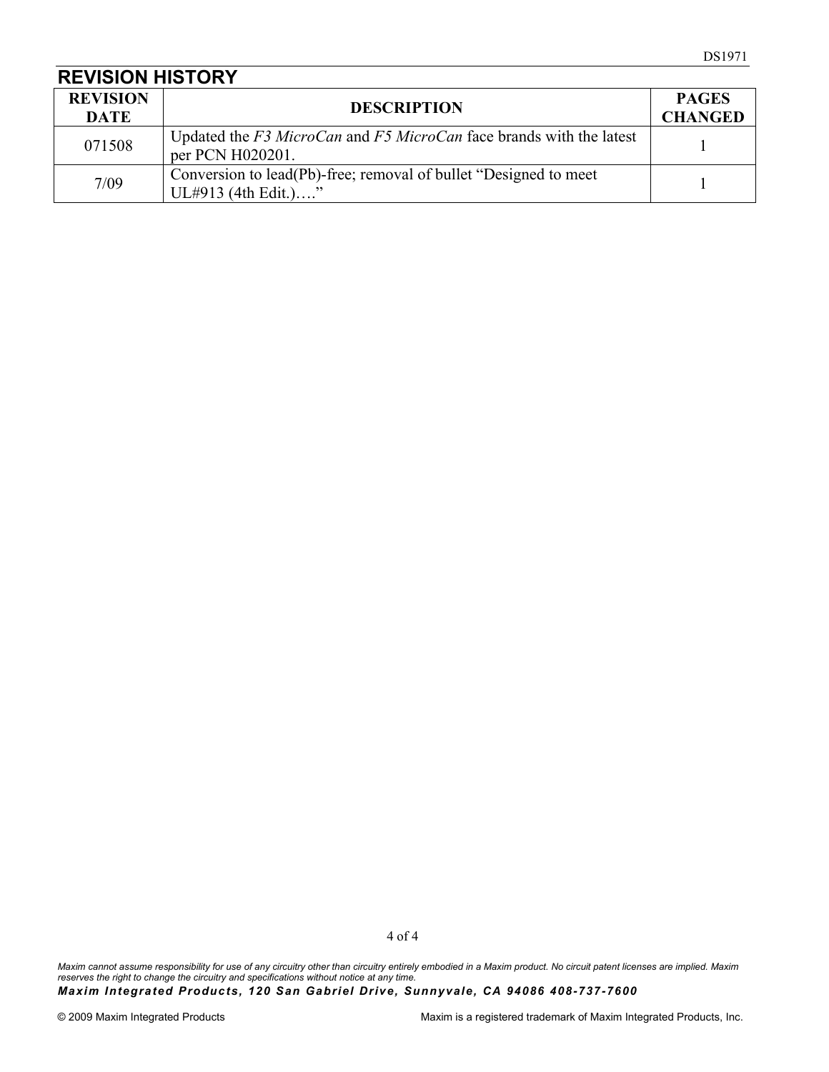## REVISION HISTORY

| REVISION DATE | DESCRIPTION | PAGES CHANGED |
|---|---|---|
| 071508 | Updated the *F3 MicroCan* and *F5 MicroCan* face brands with the latest per PCN H020201. | 1 |
| 7/09 | Conversion to lead(Pb)-free; removal of bullet "Designed to meet UL#913 (4th Edit.)…." | 1 |

*Maxim cannot assume responsibility for use of any circuitry other than circuitry entirely embodied in a Maxim product. No circuit patent licenses are implied. Maxim reserves the right to change the circuitry and specifications without notice at any time.*

***Maxim Integrated Products, 120 San Gabriel Drive, Sunnyvale, CA 94086 408-737-7600***

© 2009 Maxim Integrated Products

Maxim is a registered trademark of Maxim Integrated Products, Inc.